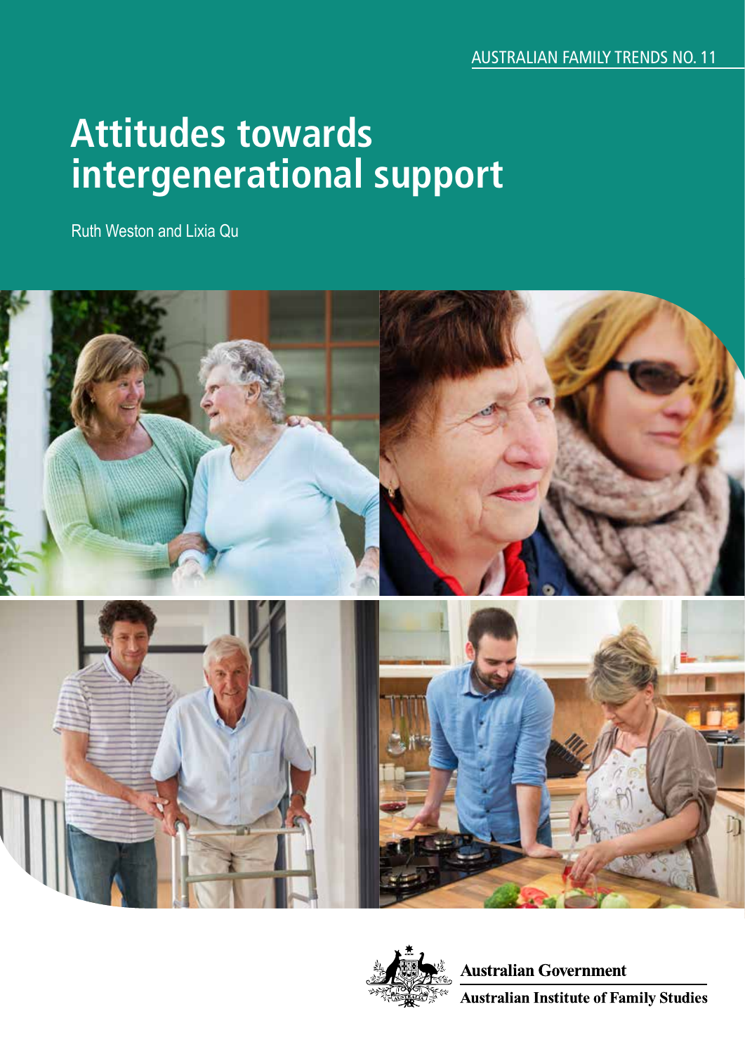AUSTRALIAN FAMILY TRENDS NO. 11

# Attitudes towards intergenerational support

Ruth Weston and Lixia Qu

Australian Government

Australian Institute of Family Studies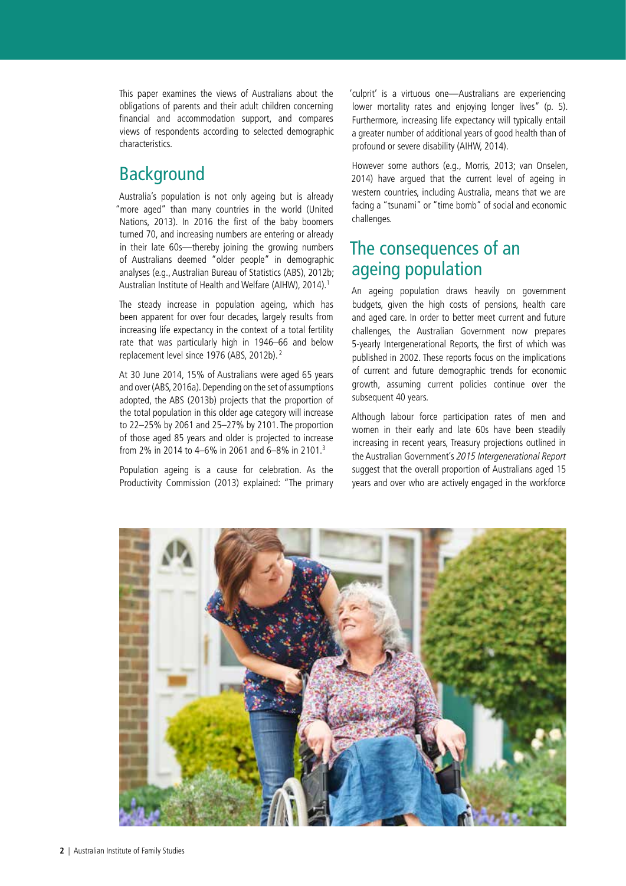This paper examines the views of Australians about the obligations of parents and their adult children concerning financial and accommodation support, and compares views of respondents according to selected demographic characteristics.

## Background

Australia's population is not only ageing but is already "more aged" than many countries in the world (United Nations, 2013). In 2016 the first of the baby boomers turned 70, and increasing numbers are entering or already in their late 60s—thereby joining the growing numbers of Australians deemed "older people" in demographic analyses (e.g., Australian Bureau of Statistics (ABS), 2012b; Australian Institute of Health and Welfare (AIHW), 2014).[1]

The steady increase in population ageing, which has been apparent for over four decades, largely results from increasing life expectancy in the context of a total fertility rate that was particularly high in 1946–66 and below replacement level since 1976 (ABS, 2012b).[2]

At 30 June 2014, 15% of Australians were aged 65 years and over (ABS, 2016a). Depending on the set of assumptions adopted, the ABS (2013b) projects that the proportion of the total population in this older age category will increase to 22–25% by 2061 and 25–27% by 2101. The proportion of those aged 85 years and older is projected to increase from 2% in 2014 to 4–6% in 2061 and 6–8% in 2101.[3]

Population ageing is a cause for celebration. As the Productivity Commission (2013) explained: "The primary 'culprit' is a virtuous one—Australians are experiencing lower mortality rates and enjoying longer lives" (p. 5). Furthermore, increasing life expectancy will typically entail a greater number of additional years of good health than of profound or severe disability (AIHW, 2014).

However some authors (e.g., Morris, 2013; van Onselen, 2014) have argued that the current level of ageing in western countries, including Australia, means that we are facing a "tsunami" or "time bomb" of social and economic challenges.

## The consequences of an ageing population

An ageing population draws heavily on government budgets, given the high costs of pensions, health care and aged care. In order to better meet current and future challenges, the Australian Government now prepares 5-yearly Intergenerational Reports, the first of which was published in 2002. These reports focus on the implications of current and future demographic trends for economic growth, assuming current policies continue over the subsequent 40 years.

Although labour force participation rates of men and women in their early and late 60s have been steadily increasing in recent years, Treasury projections outlined in the Australian Government's *2015 Intergenerational Report* suggest that the overall proportion of Australians aged 15 years and over who are actively engaged in the workforce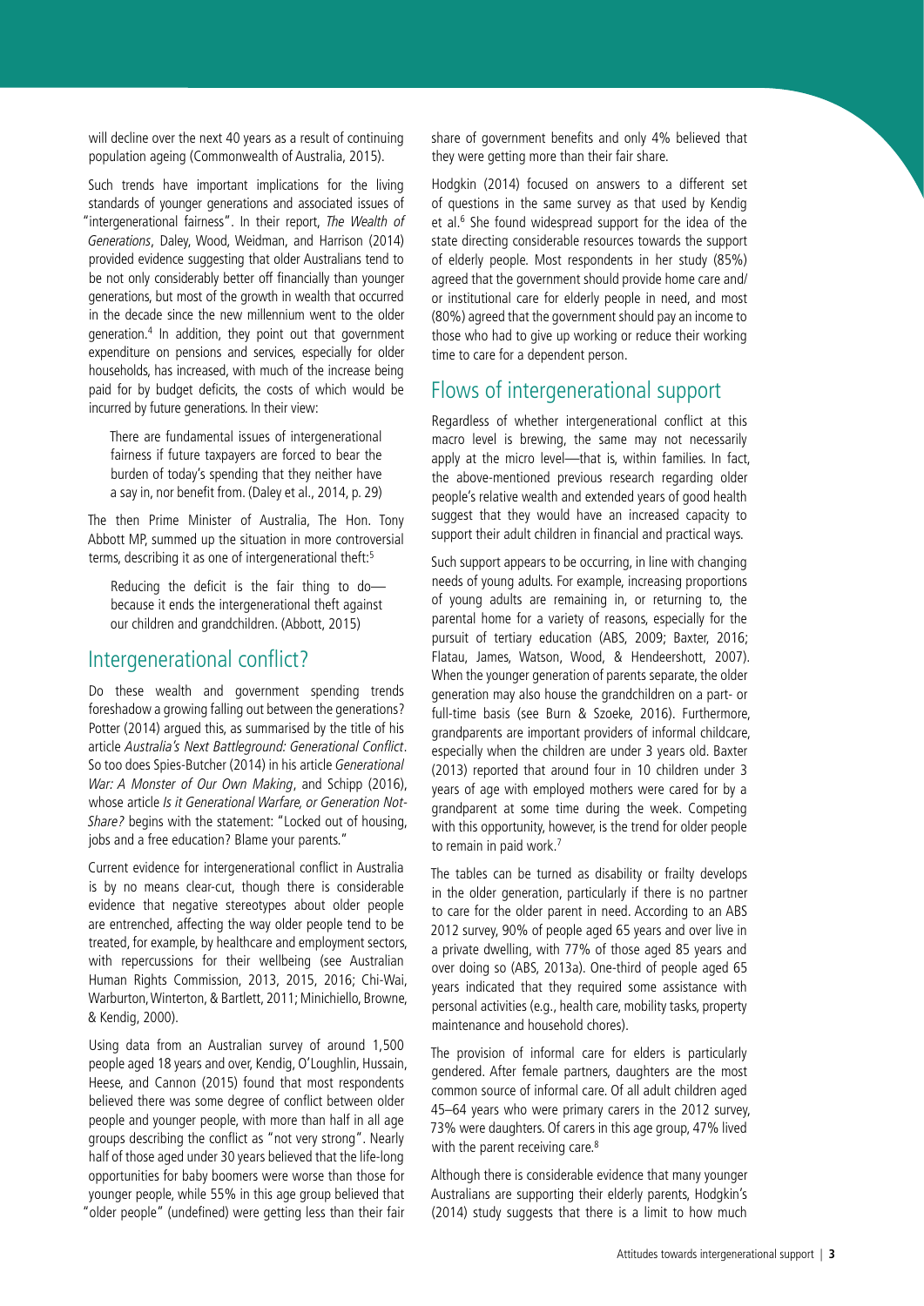will decline over the next 40 years as a result of continuing population ageing (Commonwealth of Australia, 2015).

Such trends have important implications for the living standards of younger generations and associated issues of "intergenerational fairness". In their report, *The Wealth of Generations*, Daley, Wood, Weidman, and Harrison (2014) provided evidence suggesting that older Australians tend to be not only considerably better off financially than younger generations, but most of the growth in wealth that occurred in the decade since the new millennium went to the older generation.[4] In addition, they point out that government expenditure on pensions and services, especially for older households, has increased, with much of the increase being paid for by budget deficits, the costs of which would be incurred by future generations. In their view:

> There are fundamental issues of intergenerational fairness if future taxpayers are forced to bear the burden of today's spending that they neither have a say in, nor benefit from. (Daley et al., 2014, p. 29)

The then Prime Minister of Australia, The Hon. Tony Abbott MP, summed up the situation in more controversial terms, describing it as one of intergenerational theft:[5]

> Reducing the deficit is the fair thing to do—because it ends the intergenerational theft against our children and grandchildren. (Abbott, 2015)

## Intergenerational conflict?

Do these wealth and government spending trends foreshadow a growing falling out between the generations? Potter (2014) argued this, as summarised by the title of his article *Australia's Next Battleground: Generational Conflict*. So too does Spies-Butcher (2014) in his article *Generational War: A Monster of Our Own Making*, and Schipp (2016), whose article *Is it Generational Warfare, or Generation Not-Share?* begins with the statement: "Locked out of housing, jobs and a free education? Blame your parents."

Current evidence for intergenerational conflict in Australia is by no means clear-cut, though there is considerable evidence that negative stereotypes about older people are entrenched, affecting the way older people tend to be treated, for example, by healthcare and employment sectors, with repercussions for their wellbeing (see Australian Human Rights Commission, 2013, 2015, 2016; Chi-Wai, Warburton, Winterton, & Bartlett, 2011; Minichiello, Browne, & Kendig, 2000).

Using data from an Australian survey of around 1,500 people aged 18 years and over, Kendig, O'Loughlin, Hussain, Heese, and Cannon (2015) found that most respondents believed there was some degree of conflict between older people and younger people, with more than half in all age groups describing the conflict as "not very strong". Nearly half of those aged under 30 years believed that the life-long opportunities for baby boomers were worse than those for younger people, while 55% in this age group believed that "older people" (undefined) were getting less than their fair share of government benefits and only 4% believed that they were getting more than their fair share.

Hodgkin (2014) focused on answers to a different set of questions in the same survey as that used by Kendig et al.[6] She found widespread support for the idea of the state directing considerable resources towards the support of elderly people. Most respondents in her study (85%) agreed that the government should provide home care and/or institutional care for elderly people in need, and most (80%) agreed that the government should pay an income to those who had to give up working or reduce their working time to care for a dependent person.

## Flows of intergenerational support

Regardless of whether intergenerational conflict at this macro level is brewing, the same may not necessarily apply at the micro level—that is, within families. In fact, the above-mentioned previous research regarding older people's relative wealth and extended years of good health suggest that they would have an increased capacity to support their adult children in financial and practical ways.

Such support appears to be occurring, in line with changing needs of young adults. For example, increasing proportions of young adults are remaining in, or returning to, the parental home for a variety of reasons, especially for the pursuit of tertiary education (ABS, 2009; Baxter, 2016; Flatau, James, Watson, Wood, & Hendeershott, 2007). When the younger generation of parents separate, the older generation may also house the grandchildren on a part- or full-time basis (see Burn & Szoeke, 2016). Furthermore, grandparents are important providers of informal childcare, especially when the children are under 3 years old. Baxter (2013) reported that around four in 10 children under 3 years of age with employed mothers were cared for by a grandparent at some time during the week. Competing with this opportunity, however, is the trend for older people to remain in paid work.[7]

The tables can be turned as disability or frailty develops in the older generation, particularly if there is no partner to care for the older parent in need. According to an ABS 2012 survey, 90% of people aged 65 years and over live in a private dwelling, with 77% of those aged 85 years and over doing so (ABS, 2013a). One-third of people aged 65 years indicated that they required some assistance with personal activities (e.g., health care, mobility tasks, property maintenance and household chores).

The provision of informal care for elders is particularly gendered. After female partners, daughters are the most common source of informal care. Of all adult children aged 45–64 years who were primary carers in the 2012 survey, 73% were daughters. Of carers in this age group, 47% lived with the parent receiving care.[8]

Although there is considerable evidence that many younger Australians are supporting their elderly parents, Hodgkin's (2014) study suggests that there is a limit to how much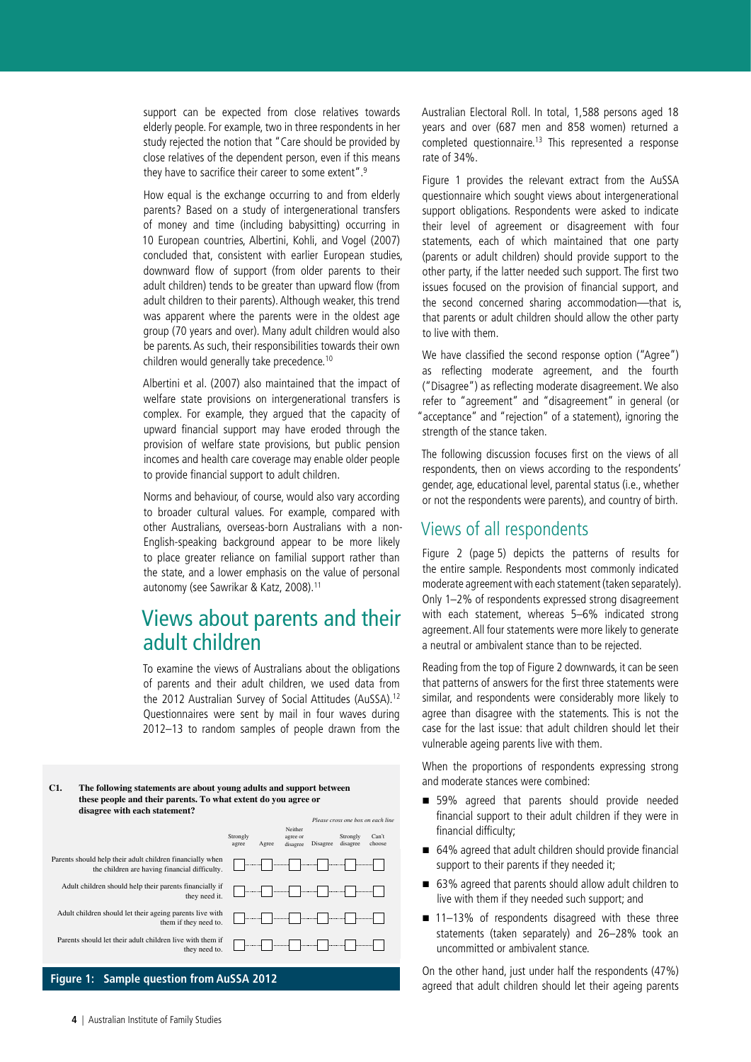support can be expected from close relatives towards elderly people. For example, two in three respondents in her study rejected the notion that "Care should be provided by close relatives of the dependent person, even if this means they have to sacrifice their career to some extent".[9]

How equal is the exchange occurring to and from elderly parents? Based on a study of intergenerational transfers of money and time (including babysitting) occurring in 10 European countries, Albertini, Kohli, and Vogel (2007) concluded that, consistent with earlier European studies, downward flow of support (from older parents to their adult children) tends to be greater than upward flow (from adult children to their parents). Although weaker, this trend was apparent where the parents were in the oldest age group (70 years and over). Many adult children would also be parents. As such, their responsibilities towards their own children would generally take precedence.[10]

Albertini et al. (2007) also maintained that the impact of welfare state provisions on intergenerational transfers is complex. For example, they argued that the capacity of upward financial support may have eroded through the provision of welfare state provisions, but public pension incomes and health care coverage may enable older people to provide financial support to adult children.

Norms and behaviour, of course, would also vary according to broader cultural values. For example, compared with other Australians, overseas-born Australians with a non-English-speaking background appear to be more likely to place greater reliance on familial support rather than the state, and a lower emphasis on the value of personal autonomy (see Sawrikar & Katz, 2008).[11]

## Views about parents and their adult children

To examine the views of Australians about the obligations of parents and their adult children, we used data from the 2012 Australian Survey of Social Attitudes (AuSSA).[12] Questionnaires were sent by mail in four waves during 2012–13 to random samples of people drawn from the Australian Electoral Roll. In total, 1,588 persons aged 18 years and over (687 men and 858 women) returned a completed questionnaire.[13] This represented a response rate of 34%.

**C1. The following statements are about young adults and support between these people and their parents. To what extent do you agree or disagree with each statement?**

*Please cross one box on each line*

| | Strongly agree | Agree | Neither agree or disagree | Disagree | Strongly disagree | Can't choose |
|---|---|---|---|---|---|---|
| Parents should help their adult children financially when the children are having financial difficulty. | ☐ | ☐ | ☐ | ☐ | ☐ | ☐ |
| Adult children should help their parents financially if they need it. | ☐ | ☐ | ☐ | ☐ | ☐ | ☐ |
| Adult children should let their ageing parents live with them if they need to. | ☐ | ☐ | ☐ | ☐ | ☐ | ☐ |
| Parents should let their adult children live with them if they need to. | ☐ | ☐ | ☐ | ☐ | ☐ | ☐ |

**Figure 1: Sample question from AuSSA 2012**

Figure 1 provides the relevant extract from the AuSSA questionnaire which sought views about intergenerational support obligations. Respondents were asked to indicate their level of agreement or disagreement with four statements, each of which maintained that one party (parents or adult children) should provide support to the other party, if the latter needed such support. The first two issues focused on the provision of financial support, and the second concerned sharing accommodation—that is, that parents or adult children should allow the other party to live with them.

We have classified the second response option ("Agree") as reflecting moderate agreement, and the fourth ("Disagree") as reflecting moderate disagreement. We also refer to "agreement" and "disagreement" in general (or "acceptance" and "rejection" of a statement), ignoring the strength of the stance taken.

The following discussion focuses first on the views of all respondents, then on views according to the respondents' gender, age, educational level, parental status (i.e., whether or not the respondents were parents), and country of birth.

## Views of all respondents

Figure 2 (page 5) depicts the patterns of results for the entire sample. Respondents most commonly indicated moderate agreement with each statement (taken separately). Only 1–2% of respondents expressed strong disagreement with each statement, whereas 5–6% indicated strong agreement. All four statements were more likely to generate a neutral or ambivalent stance than to be rejected.

Reading from the top of Figure 2 downwards, it can be seen that patterns of answers for the first three statements were similar, and respondents were considerably more likely to agree than disagree with the statements. This is not the case for the last issue: that adult children should let their vulnerable ageing parents live with them.

When the proportions of respondents expressing strong and moderate stances were combined:

- 59% agreed that parents should provide needed financial support to their adult children if they were in financial difficulty;
- 64% agreed that adult children should provide financial support to their parents if they needed it;
- 63% agreed that parents should allow adult children to live with them if they needed such support; and
- 11–13% of respondents disagreed with these three statements (taken separately) and 26–28% took an uncommitted or ambivalent stance.

On the other hand, just under half the respondents (47%) agreed that adult children should let their ageing parents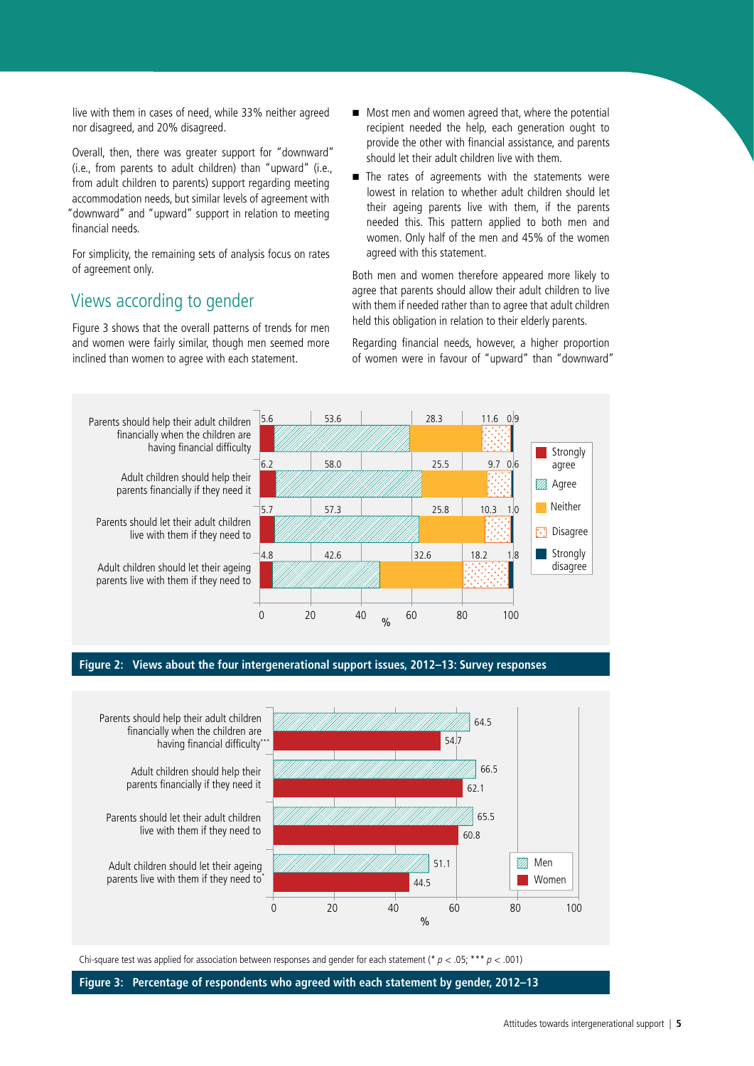live with them in cases of need, while 33% neither agreed nor disagreed, and 20% disagreed.

Overall, then, there was greater support for "downward" (i.e., from parents to adult children) than "upward" (i.e., from adult children to parents) support regarding meeting accommodation needs, but similar levels of agreement with "downward" and "upward" support in relation to meeting financial needs.

For simplicity, the remaining sets of analysis focus on rates of agreement only.

## Views according to gender

Figure 3 shows that the overall patterns of trends for men and women were fairly similar, though men seemed more inclined than women to agree with each statement.

- Most men and women agreed that, where the potential recipient needed the help, each generation ought to provide the other with financial assistance, and parents should let their adult children live with them.
- The rates of agreements with the statements were lowest in relation to whether adult children should let their ageing parents live with them, if the parents needed this. This pattern applied to both men and women. Only half of the men and 45% of the women agreed with this statement.

Both men and women therefore appeared more likely to agree that parents should allow their adult children to live with them if needed rather than to agree that adult children held this obligation in relation to their elderly parents.

Regarding financial needs, however, a higher proportion of women were in favour of "upward" than "downward"

| Statement | Strongly agree | Agree | Neither | Disagree | Strongly disagree |
|---|---|---|---|---|---|
| Parents should help their adult children financially when the children are having financial difficulty | 5.6 | 53.6 | 28.3 | 11.6 | 0.9 |
| Adult children should help their parents financially if they need it | 6.2 | 58.0 | 25.5 | 9.7 | 0.6 |
| Parents should let their adult children live with them if they need to | 5.7 | 57.3 | 25.8 | 10.3 | 1.0 |
| Adult children should let their ageing parents live with them if they need to | 4.8 | 42.6 | 32.6 | 18.2 | 1.8 |

**Figure 2: Views about the four intergenerational support issues, 2012–13: Survey responses**

| Statement | Men (%) | Women (%) |
|---|---|---|
| Parents should help their adult children financially when the children are having financial difficulty*** | 64.5 | 54.7 |
| Adult children should help their parents financially if they need it | 66.5 | 62.1 |
| Parents should let their adult children live with them if they need to | 65.5 | 60.8 |
| Adult children should let their ageing parents live with them if they need to* | 51.1 | 44.5 |

Chi-square test was applied for association between responses and gender for each statement (* $p < .05$; *** $p < .001$)

**Figure 3: Percentage of respondents who agreed with each statement by gender, 2012–13**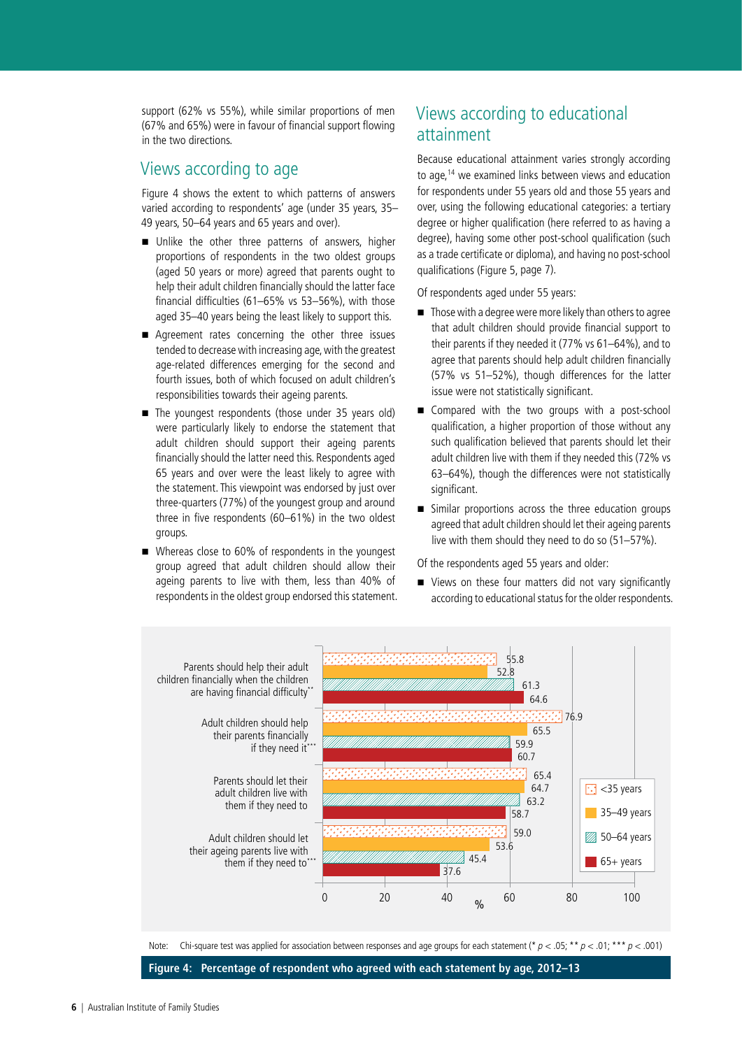support (62% vs 55%), while similar proportions of men (67% and 65%) were in favour of financial support flowing in the two directions.

## Views according to age

Figure 4 shows the extent to which patterns of answers varied according to respondents' age (under 35 years, 35–49 years, 50–64 years and 65 years and over).

- Unlike the other three patterns of answers, higher proportions of respondents in the two oldest groups (aged 50 years or more) agreed that parents ought to help their adult children financially should the latter face financial difficulties (61–65% vs 53–56%), with those aged 35–40 years being the least likely to support this.
- Agreement rates concerning the other three issues tended to decrease with increasing age, with the greatest age-related differences emerging for the second and fourth issues, both of which focused on adult children's responsibilities towards their ageing parents.
- The youngest respondents (those under 35 years old) were particularly likely to endorse the statement that adult children should support their ageing parents financially should the latter need this. Respondents aged 65 years and over were the least likely to agree with the statement. This viewpoint was endorsed by just over three-quarters (77%) of the youngest group and around three in five respondents (60–61%) in the two oldest groups.
- Whereas close to 60% of respondents in the youngest group agreed that adult children should allow their ageing parents to live with them, less than 40% of respondents in the oldest group endorsed this statement.

## Views according to educational attainment

Because educational attainment varies strongly according to age,[14] we examined links between views and education for respondents under 55 years old and those 55 years and over, using the following educational categories: a tertiary degree or higher qualification (here referred to as having a degree), having some other post-school qualification (such as a trade certificate or diploma), and having no post-school qualifications (Figure 5, page 7).

Of respondents aged under 55 years:

- Those with a degree were more likely than others to agree that adult children should provide financial support to their parents if they needed it (77% vs 61–64%), and to agree that parents should help adult children financially (57% vs 51–52%), though differences for the latter issue were not statistically significant.
- Compared with the two groups with a post-school qualification, a higher proportion of those without any such qualification believed that parents should let their adult children live with them if they needed this (72% vs 63–64%), though the differences were not statistically significant.
- Similar proportions across the three education groups agreed that adult children should let their ageing parents live with them should they need to do so (51–57%).

Of the respondents aged 55 years and older:

- Views on these four matters did not vary significantly according to educational status for the older respondents.

| Statement | <35 years | 35–49 years | 50–64 years | 65+ years |
|---|---|---|---|---|
| Parents should help their adult children financially when the children are having financial difficulty** | 55.8 | 52.8 | 61.3 | 64.6 |
| Adult children should help their parents financially if they need it*** | 76.9 | 65.5 | 59.9 | 60.7 |
| Parents should let their adult children live with them if they need to | 65.4 | 64.7 | 63.2 | 58.7 |
| Adult children should let their ageing parents live with them if they need to*** | 59.0 | 53.6 | 45.4 | 37.6 |

Note: Chi-square test was applied for association between responses and age groups for each statement (* $p < .05$; ** $p < .01$; *** $p < .001$)

**Figure 4: Percentage of respondent who agreed with each statement by age, 2012–13**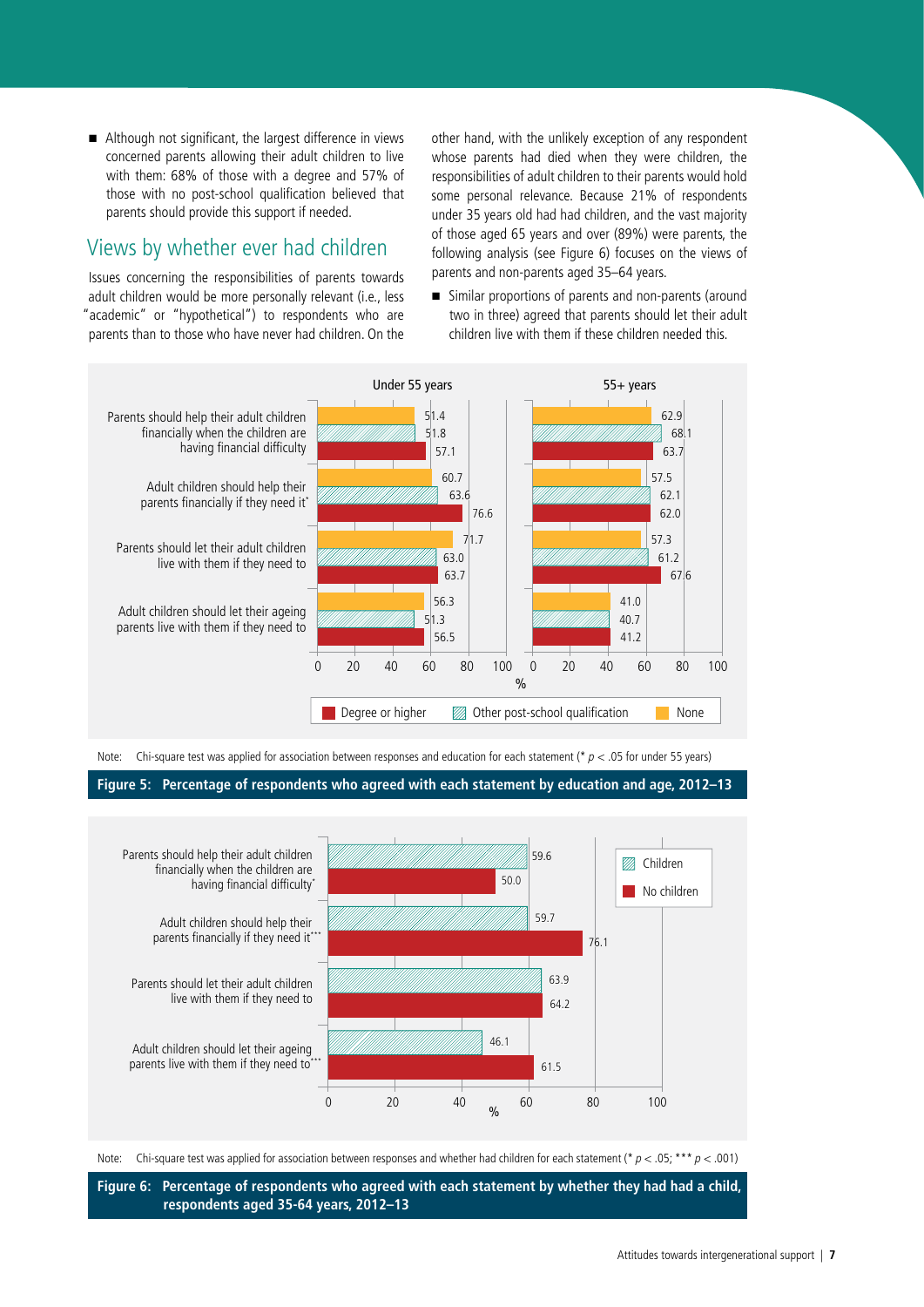- Although not significant, the largest difference in views concerned parents allowing their adult children to live with them: 68% of those with a degree and 57% of those with no post-school qualification believed that parents should provide this support if needed.

## Views by whether ever had children

Issues concerning the responsibilities of parents towards adult children would be more personally relevant (i.e., less "academic" or "hypothetical") to respondents who are parents than to those who have never had children. On the other hand, with the unlikely exception of any respondent whose parents had died when they were children, the responsibilities of adult children to their parents would hold some personal relevance. Because 21% of respondents under 35 years old had had children, and the vast majority of those aged 65 years and over (89%) were parents, the following analysis (see Figure 6) focuses on the views of parents and non-parents aged 35–64 years.

- Similar proportions of parents and non-parents (around two in three) agreed that parents should let their adult children live with them if these children needed this.

| Statement | Under 55 years: None | Under 55 years: Other post-school qualification | Under 55 years: Degree or higher | 55+ years: None | 55+ years: Other post-school qualification | 55+ years: Degree or higher |
|---|---|---|---|---|---|---|
| Parents should help their adult children financially when the children are having financial difficulty | 51.4 | 51.8 | 57.1 | 62.9 | 68.1 | 63.7 |
| Adult children should help their parents financially if they need it* | 60.7 | 63.6 | 76.6 | 57.5 | 62.1 | 62.0 |
| Parents should let their adult children live with them if they need to | 71.7 | 63.0 | 63.7 | 57.3 | 61.2 | 67.6 |
| Adult children should let their ageing parents live with them if they need to | 56.3 | 51.3 | 56.5 | 41.0 | 40.7 | 41.2 |

Note: Chi-square test was applied for association between responses and education for each statement (* $p < .05$ for under 55 years)

**Figure 5: Percentage of respondents who agreed with each statement by education and age, 2012–13**

| Statement | Children (%) | No children (%) |
|---|---|---|
| Parents should help their adult children financially when the children are having financial difficulty* | 59.6 | 50.0 |
| Adult children should help their parents financially if they need it*** | 59.7 | 76.1 |
| Parents should let their adult children live with them if they need to | 63.9 | 64.2 |
| Adult children should let their ageing parents live with them if they need to*** | 46.1 | 61.5 |

Note: Chi-square test was applied for association between responses and whether had children for each statement (* $p < .05$; *** $p < .001$)

**Figure 6: Percentage of respondents who agreed with each statement by whether they had had a child, respondents aged 35-64 years, 2012–13**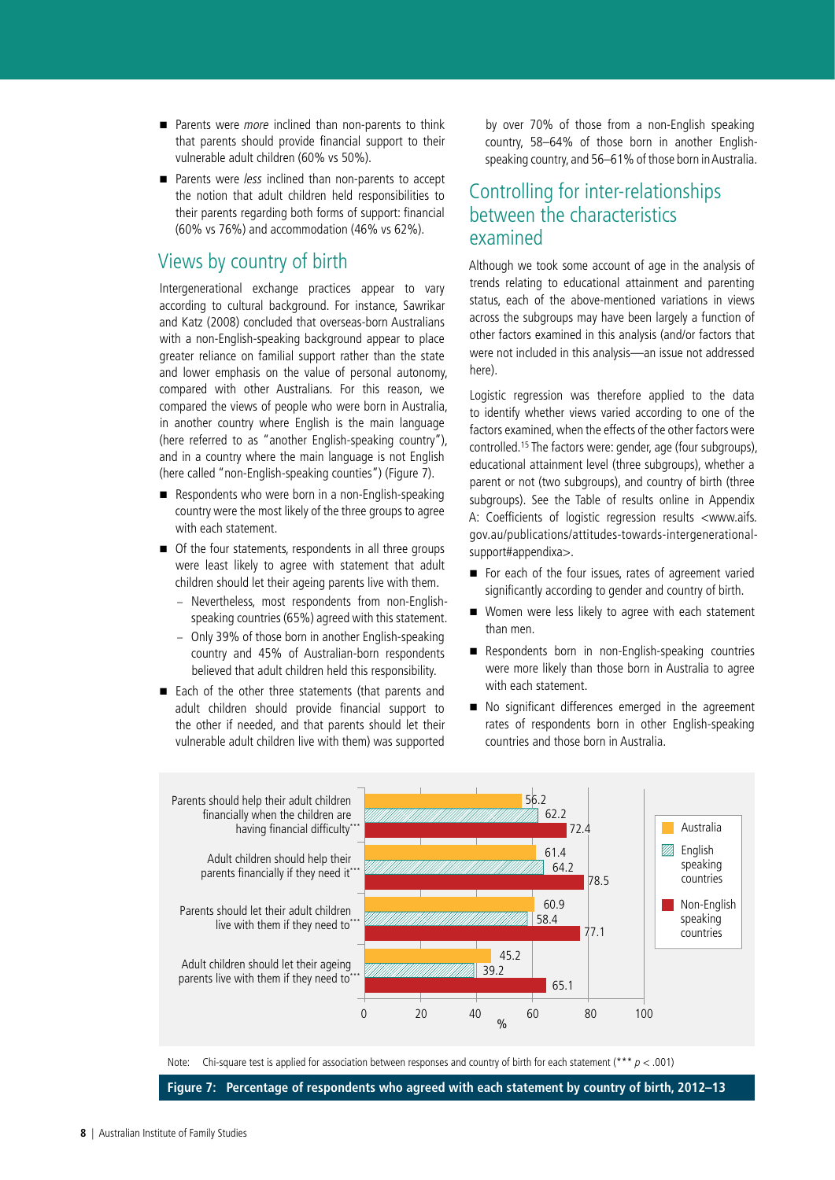- Parents were *more* inclined than non-parents to think that parents should provide financial support to their vulnerable adult children (60% vs 50%).
- Parents were *less* inclined than non-parents to accept the notion that adult children held responsibilities to their parents regarding both forms of support: financial (60% vs 76%) and accommodation (46% vs 62%).

## Views by country of birth

Intergenerational exchange practices appear to vary according to cultural background. For instance, Sawrikar and Katz (2008) concluded that overseas-born Australians with a non-English-speaking background appear to place greater reliance on familial support rather than the state and lower emphasis on the value of personal autonomy, compared with other Australians. For this reason, we compared the views of people who were born in Australia, in another country where English is the main language (here referred to as "another English-speaking country"), and in a country where the main language is not English (here called "non-English-speaking counties") (Figure 7).

- Respondents who were born in a non-English-speaking country were the most likely of the three groups to agree with each statement.
- Of the four statements, respondents in all three groups were least likely to agree with statement that adult children should let their ageing parents live with them.
  - Nevertheless, most respondents from non-English-speaking countries (65%) agreed with this statement.
  - Only 39% of those born in another English-speaking country and 45% of Australian-born respondents believed that adult children held this responsibility.
- Each of the other three statements (that parents and adult children should provide financial support to the other if needed, and that parents should let their vulnerable adult children live with them) was supported by over 70% of those from a non-English speaking country, 58–64% of those born in another English-speaking country, and 56–61% of those born in Australia.

## Controlling for inter-relationships between the characteristics examined

Although we took some account of age in the analysis of trends relating to educational attainment and parenting status, each of the above-mentioned variations in views across the subgroups may have been largely a function of other factors examined in this analysis (and/or factors that were not included in this analysis—an issue not addressed here).

Logistic regression was therefore applied to the data to identify whether views varied according to one of the factors examined, when the effects of the other factors were controlled.[15] The factors were: gender, age (four subgroups), educational attainment level (three subgroups), whether a parent or not (two subgroups), and country of birth (three subgroups). See the Table of results online in Appendix A: Coefficients of logistic regression results <www.aifs.gov.au/publications/attitudes-towards-intergenerational-support#appendixa>.

- For each of the four issues, rates of agreement varied significantly according to gender and country of birth.
- Women were less likely to agree with each statement than men.
- Respondents born in non-English-speaking countries were more likely than those born in Australia to agree with each statement.
- No significant differences emerged in the agreement rates of respondents born in other English-speaking countries and those born in Australia.

| Statement | Australia (%) | English speaking countries (%) | Non-English speaking countries (%) |
|---|---|---|---|
| Parents should help their adult children financially when the children are having financial difficulty*** | 56.2 | 62.2 | 72.4 |
| Adult children should help their parents financially if they need it*** | 61.4 | 64.2 | 78.5 |
| Parents should let their adult children live with them if they need to*** | 60.9 | 58.4 | 77.1 |
| Adult children should let their ageing parents live with them if they need to*** | 45.2 | 39.2 | 65.1 |

Note: Chi-square test is applied for association between responses and country of birth for each statement (*** $p < .001$)

**Figure 7: Percentage of respondents who agreed with each statement by country of birth, 2012–13**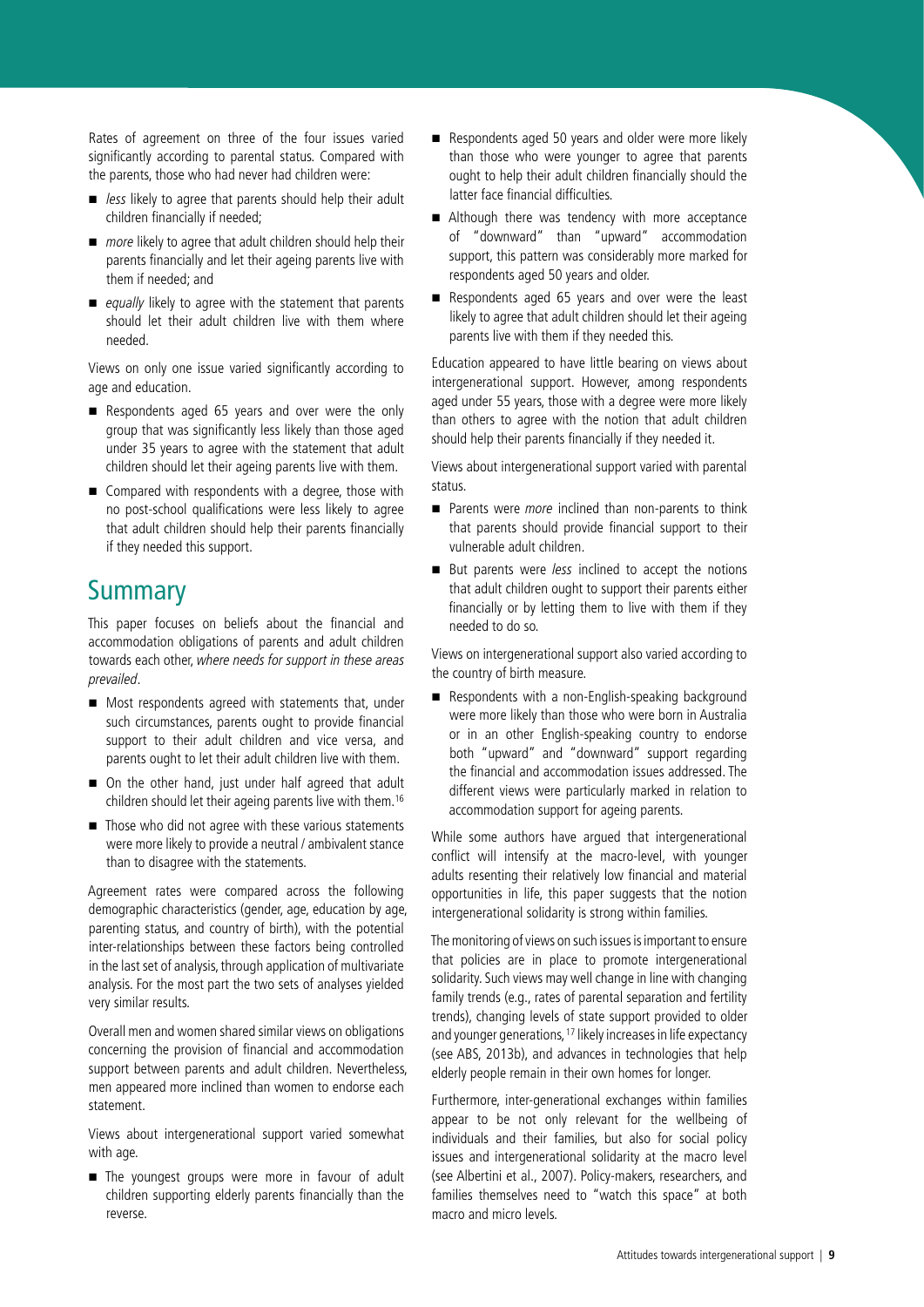Rates of agreement on three of the four issues varied significantly according to parental status. Compared with the parents, those who had never had children were:

- *less* likely to agree that parents should help their adult children financially if needed;
- *more* likely to agree that adult children should help their parents financially and let their ageing parents live with them if needed; and
- *equally* likely to agree with the statement that parents should let their adult children live with them where needed.

Views on only one issue varied significantly according to age and education.

- Respondents aged 65 years and over were the only group that was significantly less likely than those aged under 35 years to agree with the statement that adult children should let their ageing parents live with them.
- Compared with respondents with a degree, those with no post-school qualifications were less likely to agree that adult children should help their parents financially if they needed this support.

## Summary

This paper focuses on beliefs about the financial and accommodation obligations of parents and adult children towards each other, *where needs for support in these areas prevailed*.

- Most respondents agreed with statements that, under such circumstances, parents ought to provide financial support to their adult children and vice versa, and parents ought to let their adult children live with them.
- On the other hand, just under half agreed that adult children should let their ageing parents live with them.[16]
- Those who did not agree with these various statements were more likely to provide a neutral / ambivalent stance than to disagree with the statements.

Agreement rates were compared across the following demographic characteristics (gender, age, education by age, parenting status, and country of birth), with the potential inter-relationships between these factors being controlled in the last set of analysis, through application of multivariate analysis. For the most part the two sets of analyses yielded very similar results.

Overall men and women shared similar views on obligations concerning the provision of financial and accommodation support between parents and adult children. Nevertheless, men appeared more inclined than women to endorse each statement.

Views about intergenerational support varied somewhat with age.

- The youngest groups were more in favour of adult children supporting elderly parents financially than the reverse.
- Respondents aged 50 years and older were more likely than those who were younger to agree that parents ought to help their adult children financially should the latter face financial difficulties.
- Although there was tendency with more acceptance of "downward" than "upward" accommodation support, this pattern was considerably more marked for respondents aged 50 years and older.
- Respondents aged 65 years and over were the least likely to agree that adult children should let their ageing parents live with them if they needed this.

Education appeared to have little bearing on views about intergenerational support. However, among respondents aged under 55 years, those with a degree were more likely than others to agree with the notion that adult children should help their parents financially if they needed it.

Views about intergenerational support varied with parental status.

- Parents were *more* inclined than non-parents to think that parents should provide financial support to their vulnerable adult children.
- But parents were *less* inclined to accept the notions that adult children ought to support their parents either financially or by letting them to live with them if they needed to do so.

Views on intergenerational support also varied according to the country of birth measure.

- Respondents with a non-English-speaking background were more likely than those who were born in Australia or in an other English-speaking country to endorse both "upward" and "downward" support regarding the financial and accommodation issues addressed. The different views were particularly marked in relation to accommodation support for ageing parents.

While some authors have argued that intergenerational conflict will intensify at the macro-level, with younger adults resenting their relatively low financial and material opportunities in life, this paper suggests that the notion intergenerational solidarity is strong within families.

The monitoring of views on such issues is important to ensure that policies are in place to promote intergenerational solidarity. Such views may well change in line with changing family trends (e.g., rates of parental separation and fertility trends), changing levels of state support provided to older and younger generations,[17] likely increases in life expectancy (see ABS, 2013b), and advances in technologies that help elderly people remain in their own homes for longer.

Furthermore, inter-generational exchanges within families appear to be not only relevant for the wellbeing of individuals and their families, but also for social policy issues and intergenerational solidarity at the macro level (see Albertini et al., 2007). Policy-makers, researchers, and families themselves need to "watch this space" at both macro and micro levels.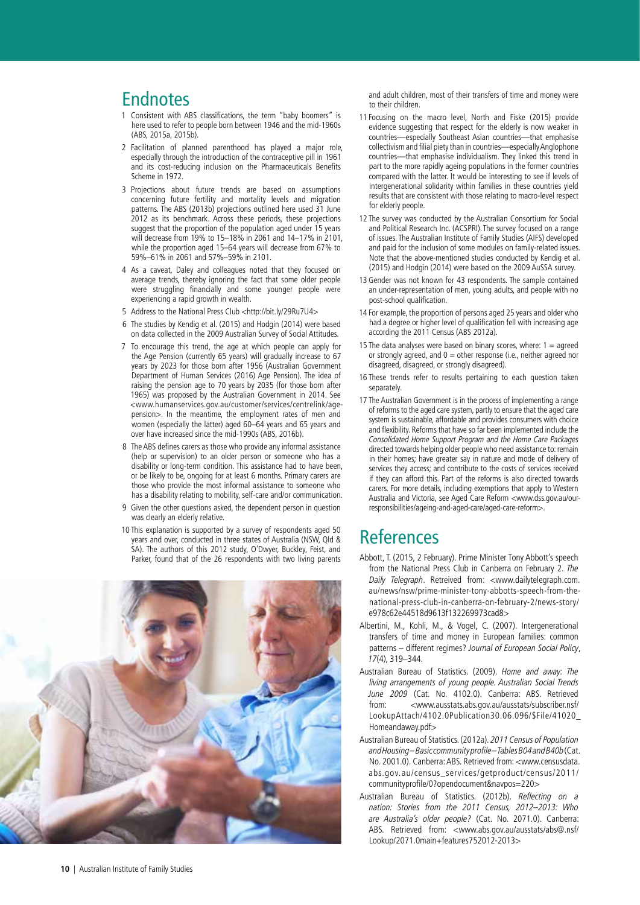## Endnotes

1 Consistent with ABS classifications, the term "baby boomers" is here used to refer to people born between 1946 and the mid-1960s (ABS, 2015a, 2015b).

2 Facilitation of planned parenthood has played a major role, especially through the introduction of the contraceptive pill in 1961 and its cost-reducing inclusion on the Pharmaceuticals Benefits Scheme in 1972.

3 Projections about future trends are based on assumptions concerning future fertility and mortality levels and migration patterns. The ABS (2013b) projections outlined here used 31 June 2012 as its benchmark. Across these periods, these projections suggest that the proportion of the population aged under 15 years will decrease from 19% to 15–18% in 2061 and 14–17% in 2101, while the proportion aged 15–64 years will decrease from 67% to 59%–61% in 2061 and 57%–59% in 2101.

4 As a caveat, Daley and colleagues noted that they focused on average trends, thereby ignoring the fact that some older people were struggling financially and some younger people were experiencing a rapid growth in wealth.

5 Address to the National Press Club <http://bit.ly/29Ru7U4>

6 The studies by Kendig et al. (2015) and Hodgin (2014) were based on data collected in the 2009 Australian Survey of Social Attitudes.

7 To encourage this trend, the age at which people can apply for the Age Pension (currently 65 years) will gradually increase to 67 years by 2023 for those born after 1956 (Australian Government Department of Human Services (2016) Age Pension). The idea of raising the pension age to 70 years by 2035 (for those born after 1965) was proposed by the Australian Government in 2014. See <www.humanservices.gov.au/customer/services/centrelink/age-pension>. In the meantime, the employment rates of men and women (especially the latter) aged 60–64 years and 65 years and over have increased since the mid-1990s (ABS, 2016b).

8 The ABS defines carers as those who provide any informal assistance (help or supervision) to an older person or someone who has a disability or long-term condition. This assistance had to have been, or be likely to be, ongoing for at least 6 months. Primary carers are those who provide the most informal assistance to someone who has a disability relating to mobility, self-care and/or communication.

9 Given the other questions asked, the dependent person in question was clearly an elderly relative.

10 This explanation is supported by a survey of respondents aged 50 years and over, conducted in three states of Australia (NSW, Qld & SA). The authors of this 2012 study, O'Dwyer, Buckley, Feist, and Parker, found that of the 26 respondents with two living parents and adult children, most of their transfers of time and money were to their children.

11 Focusing on the macro level, North and Fiske (2015) provide evidence suggesting that respect for the elderly is now weaker in countries—especially Southeast Asian countries—that emphasise collectivism and filial piety than in countries—especially Anglophone countries—that emphasise individualism. They linked this trend in part to the more rapidly ageing populations in the former countries compared with the latter. It would be interesting to see if levels of intergenerational solidarity within families in these countries yield results that are consistent with those relating to macro-level respect for elderly people.

12 The survey was conducted by the Australian Consortium for Social and Political Research Inc. (ACSPRI). The survey focused on a range of issues. The Australian Institute of Family Studies (AIFS) developed and paid for the inclusion of some modules on family-related issues. Note that the above-mentioned studies conducted by Kendig et al. (2015) and Hodgin (2014) were based on the 2009 AuSSA survey.

13 Gender was not known for 43 respondents. The sample contained an under-representation of men, young adults, and people with no post-school qualification.

14 For example, the proportion of persons aged 25 years and older who had a degree or higher level of qualification fell with increasing age according the 2011 Census (ABS 2012a).

15 The data analyses were based on binary scores, where: 1 = agreed or strongly agreed, and 0 = other response (i.e., neither agreed nor disagreed, disagreed, or strongly disagreed).

16 These trends refer to results pertaining to each question taken separately.

17 The Australian Government is in the process of implementing a range of reforms to the aged care system, partly to ensure that the aged care system is sustainable, affordable and provides consumers with choice and flexibility. Reforms that have so far been implemented include the *Consolidated Home Support Program and the Home Care Packages* directed towards helping older people who need assistance to: remain in their homes; have greater say in nature and mode of delivery of services they access; and contribute to the costs of services received if they can afford this. Part of the reforms is also directed towards carers. For more details, including exemptions that apply to Western Australia and Victoria, see Aged Care Reform <www.dss.gov.au/our-responsibilities/ageing-and-aged-care/aged-care-reform>.

## References

Abbott, T. (2015, 2 February). Prime Minister Tony Abbott's speech from the National Press Club in Canberra on February 2. *The Daily Telegraph*. Retreived from: <www.dailytelegraph.com.au/news/nsw/prime-minister-tony-abbotts-speech-from-the-national-press-club-in-canberra-on-february-2/news-story/e978c62e44518d9613f132269973cad8>

Albertini, M., Kohli, M., & Vogel, C. (2007). Intergenerational transfers of time and money in European families: common patterns – different regimes? *Journal of European Social Policy*, *17*(4), 319–344.

Australian Bureau of Statistics. (2009). *Home and away: The living arrangements of young people. Australian Social Trends June 2009* (Cat. No. 4102.0). Canberra: ABS. Retrieved from: <www.ausstats.abs.gov.au/ausstats/subscriber.nsf/LookupAttach/4102.0Publication30.06.096/$File/41020_Homeandaway.pdf>

Australian Bureau of Statistics. (2012a). *2011 Census of Population and Housing – Basic community profile – Tables B04 and B40b* (Cat. No. 2001.0). Canberra: ABS. Retrieved from: <www.censusdata.abs.gov.au/census_services/getproduct/census/2011/communityprofile/0?opendocument&navpos=220>

Australian Bureau of Statistics. (2012b). *Reflecting on a nation: Stories from the 2011 Census, 2012–2013: Who are Australia's older people?* (Cat. No. 2071.0). Canberra: ABS. Retrieved from: <www.abs.gov.au/ausstats/abs@.nsf/Lookup/2071.0main+features752012-2013>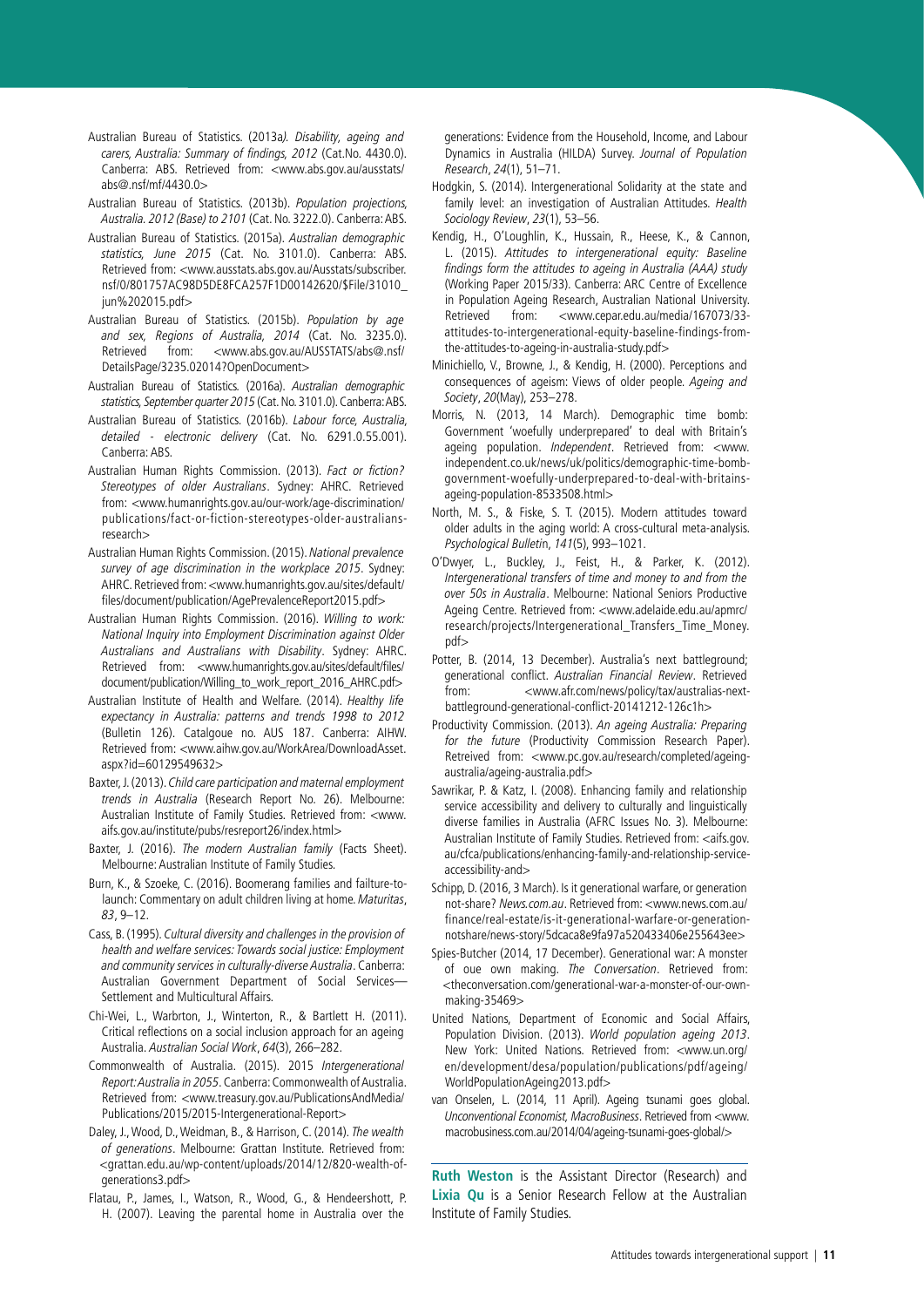Australian Bureau of Statistics. (2013a*). Disability, ageing and carers, Australia: Summary of findings, 2012* (Cat.No. 4430.0). Canberra: ABS. Retrieved from: <www.abs.gov.au/ausstats/abs@.nsf/mf/4430.0>

Australian Bureau of Statistics. (2013b). *Population projections, Australia. 2012 (Base) to 2101* (Cat. No. 3222.0). Canberra: ABS.

Australian Bureau of Statistics. (2015a). *Australian demographic statistics, June 2015* (Cat. No. 3101.0). Canberra: ABS. Retrieved from: <www.ausstats.abs.gov.au/Ausstats/subscriber.nsf/0/801757AC98D5DE8FCA257F1D00142620/$File/31010_jun%202015.pdf>

Australian Bureau of Statistics. (2015b). *Population by age and sex, Regions of Australia, 2014* (Cat. No. 3235.0). Retrieved from: <www.abs.gov.au/AUSSTATS/abs@.nsf/DetailsPage/3235.02014?OpenDocument>

Australian Bureau of Statistics. (2016a). *Australian demographic statistics, September quarter 2015* (Cat. No. 3101.0). Canberra: ABS.

Australian Bureau of Statistics. (2016b). *Labour force, Australia, detailed - electronic delivery* (Cat. No. 6291.0.55.001). Canberra: ABS.

Australian Human Rights Commission. (2013). *Fact or fiction? Stereotypes of older Australians*. Sydney: AHRC. Retrieved from: <www.humanrights.gov.au/our-work/age-discrimination/publications/fact-or-fiction-stereotypes-older-australians-research>

Australian Human Rights Commission. (2015). *National prevalence survey of age discrimination in the workplace 2015*. Sydney: AHRC. Retrieved from: <www.humanrights.gov.au/sites/default/files/document/publication/AgePrevalenceReport2015.pdf>

Australian Human Rights Commission. (2016). *Willing to work: National Inquiry into Employment Discrimination against Older Australians and Australians with Disability*. Sydney: AHRC. Retrieved from: <www.humanrights.gov.au/sites/default/files/document/publication/Willing_to_work_report_2016_AHRC.pdf>

Australian Institute of Health and Welfare. (2014). *Healthy life expectancy in Australia: patterns and trends 1998 to 2012* (Bulletin 126). Catalgoue no. AUS 187. Canberra: AIHW. Retrieved from: <www.aihw.gov.au/WorkArea/DownloadAsset.aspx?id=60129549632>

Baxter, J. (2013). *Child care participation and maternal employment trends in Australia* (Research Report No. 26). Melbourne: Australian Institute of Family Studies. Retrieved from: <www.aifs.gov.au/institute/pubs/resreport26/index.html>

Baxter, J. (2016). *The modern Australian family* (Facts Sheet). Melbourne: Australian Institute of Family Studies.

Burn, K., & Szoeke, C. (2016). Boomerang families and failure-to-launch: Commentary on adult children living at home. *Maturitas*, *83*, 9–12.

Cass, B. (1995). *Cultural diversity and challenges in the provision of health and welfare services: Towards social justice: Employment and community services in culturally-diverse Australia*. Canberra: Australian Government Department of Social Services—Settlement and Multicultural Affairs.

Chi-Wei, L., Warbrton, J., Winterton, R., & Bartlett H. (2011). Critical reflections on a social inclusion approach for an ageing Australia. *Australian Social Work*, *64*(3), 266–282.

Commonwealth of Australia. (2015). 2015 *Intergenerational Report: Australia in 2055*. Canberra: Commonwealth of Australia. Retrieved from: <www.treasury.gov.au/PublicationsAndMedia/Publications/2015/2015-Intergenerational-Report>

Daley, J., Wood, D., Weidman, B., & Harrison, C. (2014). *The wealth of generations*. Melbourne: Grattan Institute. Retrieved from: <grattan.edu.au/wp-content/uploads/2014/12/820-wealth-of-generations3.pdf>

Flatau, P., James, I., Watson, R., Wood, G., & Hendeershott, P. H. (2007). Leaving the parental home in Australia over the generations: Evidence from the Household, Income, and Labour Dynamics in Australia (HILDA) Survey. *Journal of Population Research*, *24*(1), 51–71.

Hodgkin, S. (2014). Intergenerational Solidarity at the state and family level: an investigation of Australian Attitudes. *Health Sociology Review*, *23*(1), 53–56.

Kendig, H., O'Loughlin, K., Hussain, R., Heese, K., & Cannon, L. (2015). *Attitudes to intergenerational equity: Baseline findings form the attitudes to ageing in Australia (AAA) study* (Working Paper 2015/33). Canberra: ARC Centre of Excellence in Population Ageing Research, Australian National University. Retrieved from: <www.cepar.edu.au/media/167073/33-attitudes-to-intergenerational-equity-baseline-findings-from-the-attitudes-to-ageing-in-australia-study.pdf>

Minichiello, V., Browne, J., & Kendig, H. (2000). Perceptions and consequences of ageism: Views of older people. *Ageing and Society*, *20*(May), 253–278.

Morris, N. (2013, 14 March). Demographic time bomb: Government 'woefully underprepared' to deal with Britain's ageing population. *Independent*. Retrieved from: <www.independent.co.uk/news/uk/politics/demographic-time-bomb-government-woefully-underprepared-to-deal-with-britains-ageing-population-8533508.html>

North, M. S., & Fiske, S. T. (2015). Modern attitudes toward older adults in the aging world: A cross-cultural meta-analysis. *Psychological Bulleti*n, *141*(5), 993–1021.

O'Dwyer, L., Buckley, J., Feist, H., & Parker, K. (2012). *Intergenerational transfers of time and money to and from the over 50s in Australia*. Melbourne: National Seniors Productive Ageing Centre. Retrieved from: <www.adelaide.edu.au/apmrc/research/projects/Intergenerational_Transfers_Time_Money.pdf>

Potter, B. (2014, 13 December). Australia's next battleground; generational conflict. *Australian Financial Review*. Retrieved from: <www.afr.com/news/policy/tax/australias-next-battleground-generational-conflict-20141212-126c1h>

Productivity Commission. (2013). *An ageing Australia: Preparing for the future* (Productivity Commission Research Paper). Retreived from: <www.pc.gov.au/research/completed/ageing-australia/ageing-australia.pdf>

Sawrikar, P. & Katz, I. (2008). Enhancing family and relationship service accessibility and delivery to culturally and linguistically diverse families in Australia (AFRC Issues No. 3). Melbourne: Australian Institute of Family Studies. Retrieved from: <aifs.gov.au/cfca/publications/enhancing-family-and-relationship-service-accessibility-and>

Schipp, D. (2016, 3 March). Is it generational warfare, or generation not-share? *News.com.au*. Retrieved from: <www.news.com.au/finance/real-estate/is-it-generational-warfare-or-generation-notshare/news-story/5dcaca8e9fa97a520433406e255643ee>

Spies-Butcher (2014, 17 December). Generational war: A monster of oue own making. *The Conversation*. Retrieved from: <theconversation.com/generational-war-a-monster-of-our-own-making-35469>

United Nations, Department of Economic and Social Affairs, Population Division. (2013). *World population ageing 2013*. New York: United Nations. Retrieved from: <www.un.org/en/development/desa/population/publications/pdf/ageing/WorldPopulationAgeing2013.pdf>

van Onselen, L. (2014, 11 April). Ageing tsunami goes global. *Unconventional Economist, MacroBusiness*. Retrieved from <www.macrobusiness.com.au/2014/04/ageing-tsunami-goes-global/>

---

**Ruth Weston** is the Assistant Director (Research) and **Lixia Qu** is a Senior Research Fellow at the Australian Institute of Family Studies.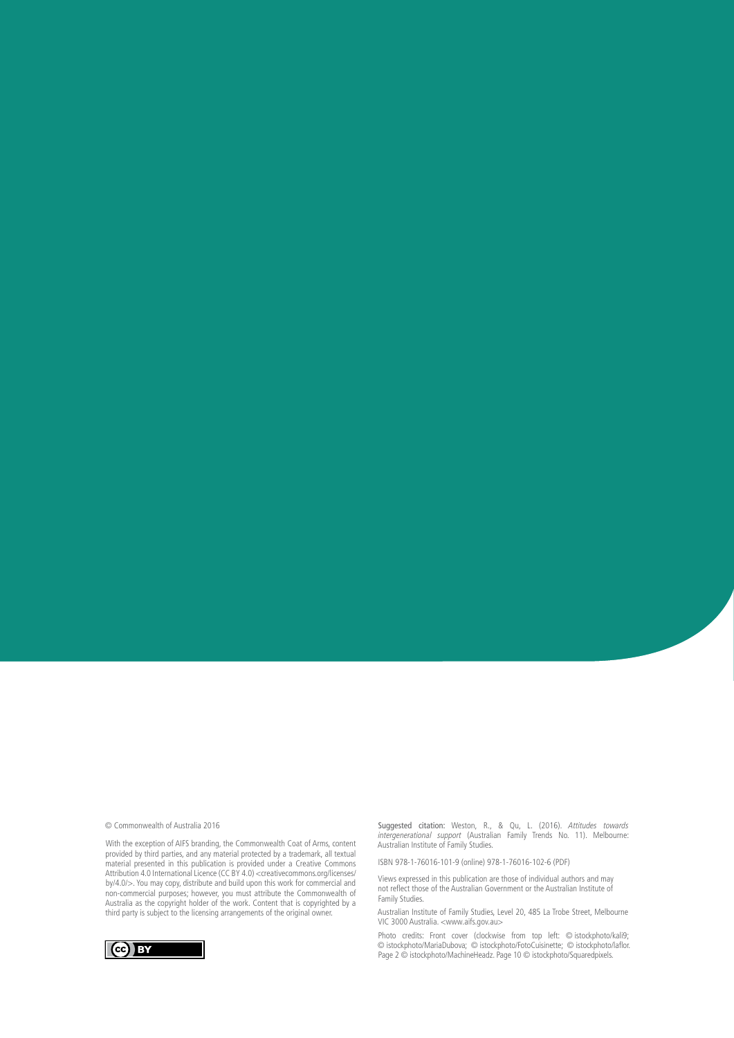© Commonwealth of Australia 2016

With the exception of AIFS branding, the Commonwealth Coat of Arms, content provided by third parties, and any material protected by a trademark, all textual material presented in this publication is provided under a Creative Commons Attribution 4.0 International Licence (CC BY 4.0) <creativecommons.org/licenses/by/4.0/>. You may copy, distribute and build upon this work for commercial and non-commercial purposes; however, you must attribute the Commonwealth of Australia as the copyright holder of the work. Content that is copyrighted by a third party is subject to the licensing arrangements of the original owner.

CC BY

**Suggested citation:** Weston, R., & Qu, L. (2016). *Attitudes towards intergenerational support* (Australian Family Trends No. 11). Melbourne: Australian Institute of Family Studies.

ISBN 978-1-76016-101-9 (online) 978-1-76016-102-6 (PDF)

Views expressed in this publication are those of individual authors and may not reflect those of the Australian Government or the Australian Institute of Family Studies.

Australian Institute of Family Studies, Level 20, 485 La Trobe Street, Melbourne VIC 3000 Australia. <www.aifs.gov.au>

Photo credits: Front cover (clockwise from top left: © istockphoto/kali9; © istockphoto/MariaDubova; © istockphoto/FotoCuisinette; © istockphoto/laflor. Page 2 © istockphoto/MachineHeadz. Page 10 © istockphoto/Squaredpixels.